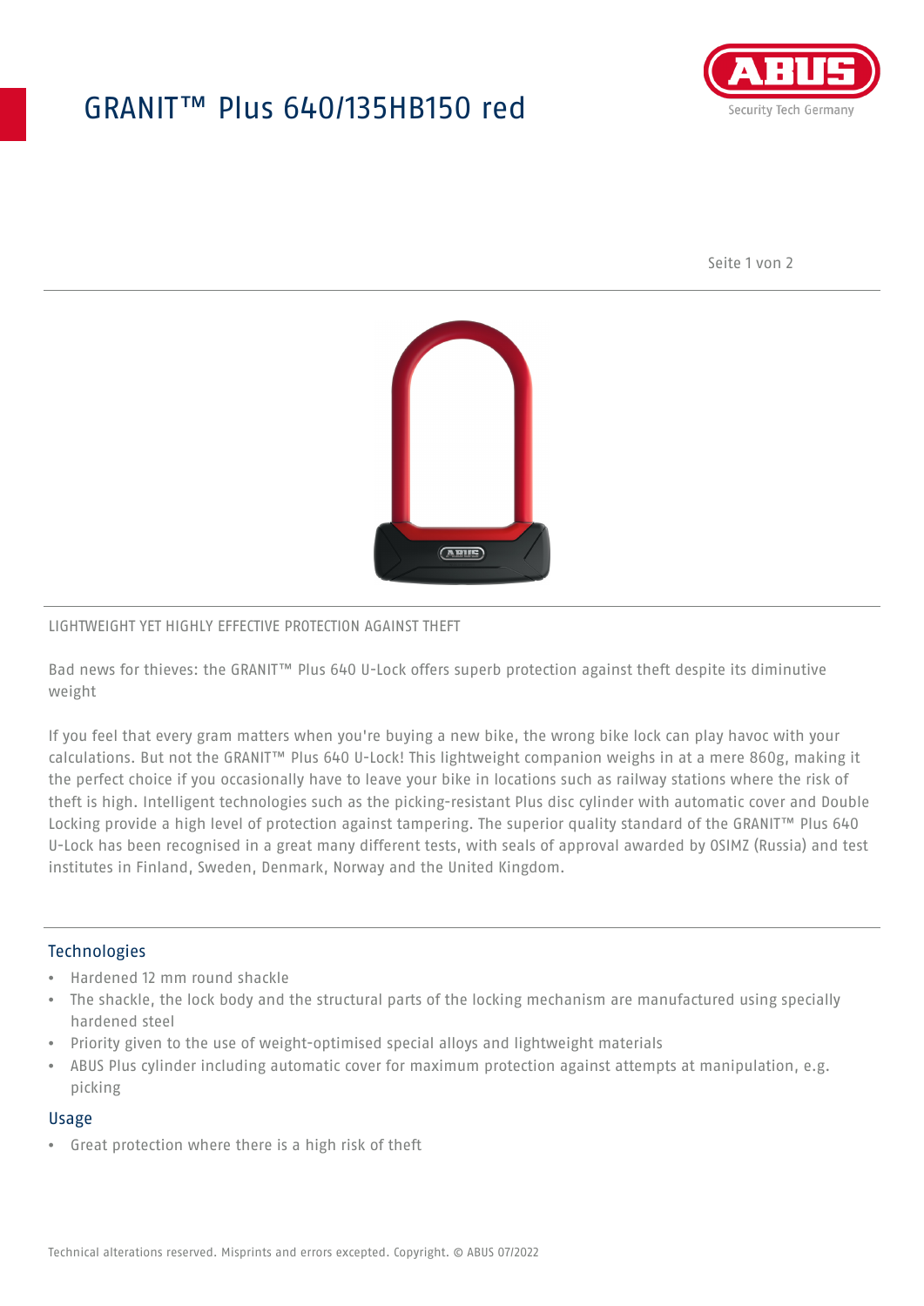# GRANIT™ Plus 640/135HB150 red

LIGHTWEIGHT YET HIGHLY EFFECTIVE PROTECTION AGAINST THEFT

Bad news for thieves: the GRANIT™ Plus 640 U-Lock offers superb protection against theft despite its diminutive weight

If you feel that every gram matters when you're buying a new bike, the wrong bike lock can play havoc with your calculations. But not the GRANIT™ Plus 640 U-Lock! This lightweight companion weighs in at a mere 860g, making it the perfect choice if you occasionally have to leave your bike in locations such as railway stations where the risk of theft is high. Intelligent technologies such as the picking-resistant Plus disc cylinder with automatic cover and Double Locking provide a high level of protection against tampering. The superior quality standard of the GRANIT™ Plus 640 U-Lock has been recognised in a great many different tests, with seals of approval awarded by OSIMZ (Russia) and test institutes in Finland, Sweden, Denmark, Norway and the United Kingdom.

## Technologies

- Hardened 12 mm round shackle
- The shackle, the lock body and the structural parts of the locking mechanism are manufactured using specially hardened steel
- Priority given to the use of weight-optimised special alloys and lightweight materials
- ABUS Plus cylinder including automatic cover for maximum protection against attempts at manipulation, e.g. picking

## Usage

- Great protection where there is a high risk of theft

Technical alterations reserved. Misprints and errors excepted. Copyright. © ABUS 07/2022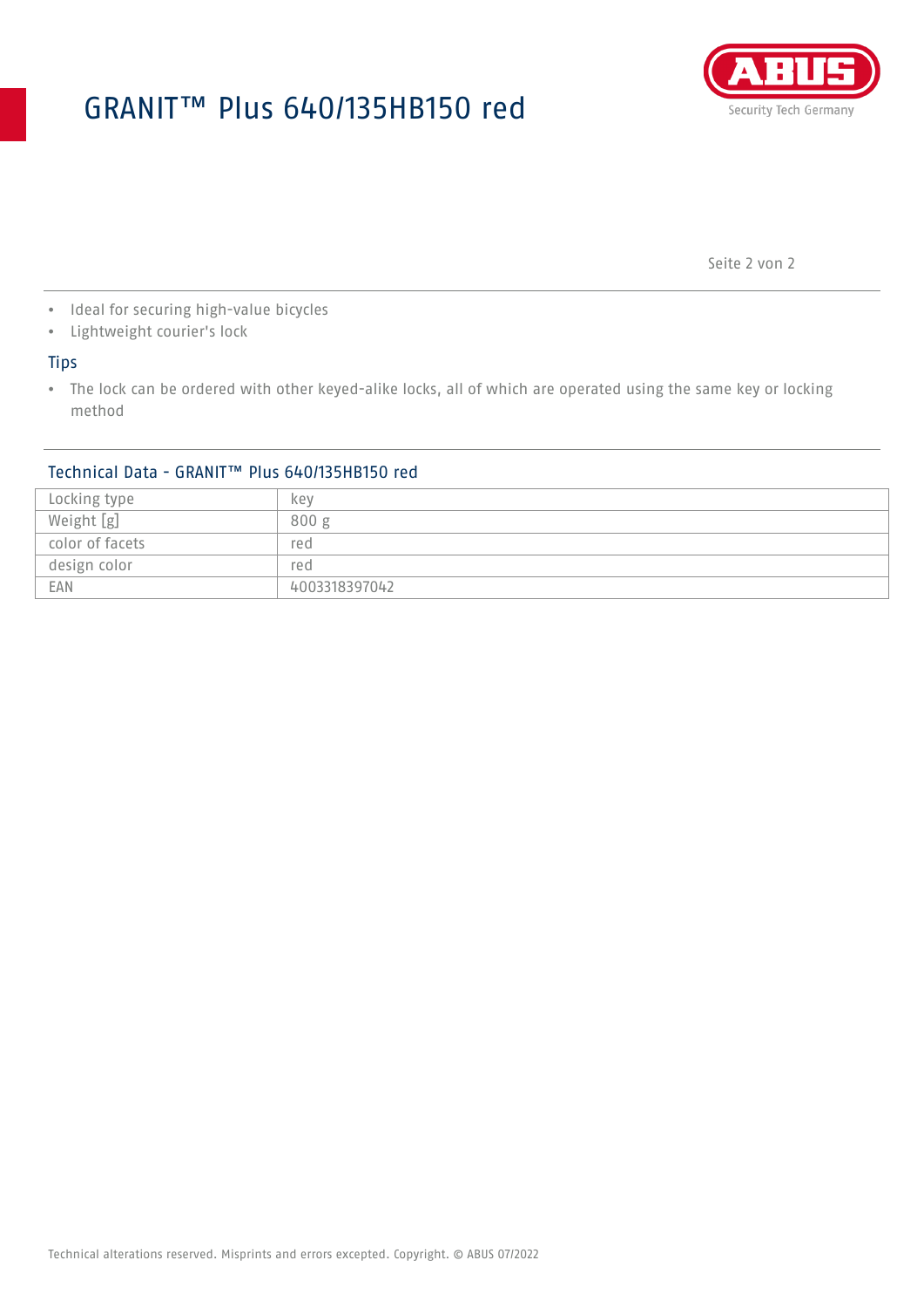- Ideal for securing high-value bicycles
- Lightweight courier's lock

## Tips

- The lock can be ordered with other keyed-alike locks, all of which are operated using the same key or locking method

## Technical Data - GRANIT™ Plus 640/135HB150 red

| | |
|---|---|
| Locking type | key |
| Weight [g] | 800 g |
| color of facets | red |
| design color | red |
| EAN | 4003318397042 |

Technical alterations reserved. Misprints and errors excepted. Copyright. © ABUS 07/2022